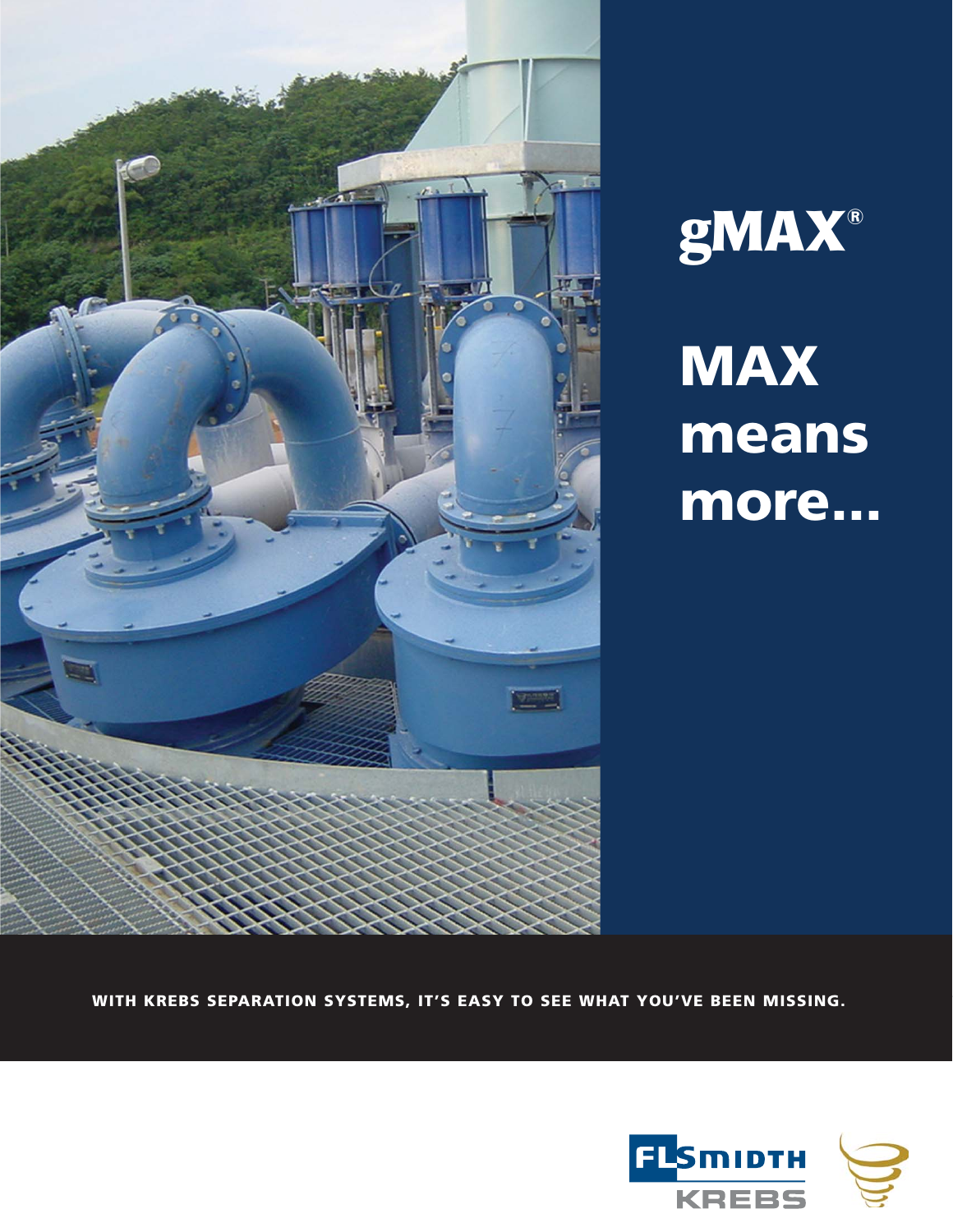# gMAX®

## MAX means more...

**WITH KREBS SEPARATION SYSTEMS, IT'S EASY TO SEE WHAT YOU'VE BEEN MISSING.**

FLSmidth KREBS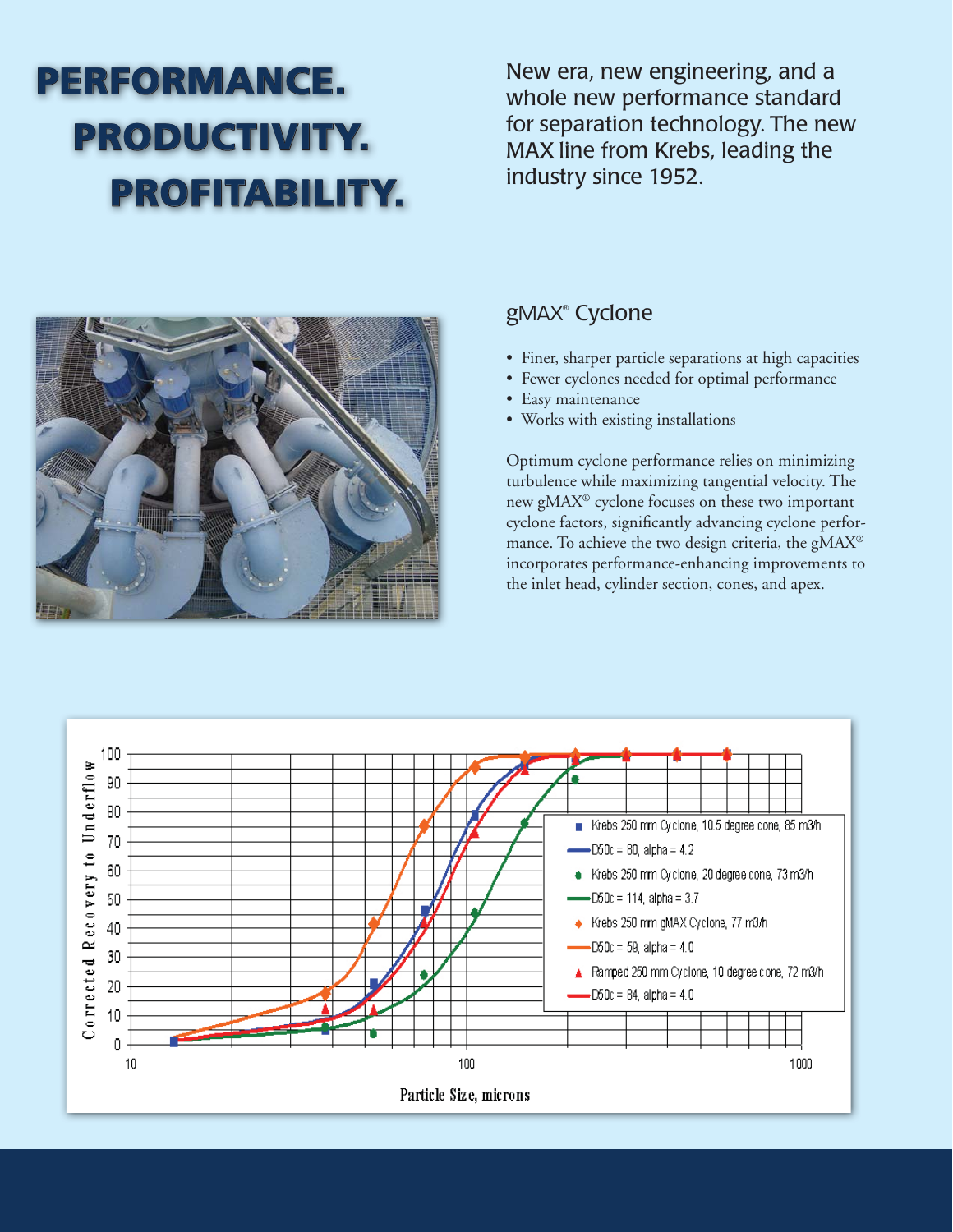# PERFORMANCE. PRODUCTIVITY. PROFITABILITY.

New era, new engineering, and a whole new performance standard for separation technology. The new MAX line from Krebs, leading the industry since 1952.

## gMAX® Cyclone

- Finer, sharper particle separations at high capacities
- Fewer cyclones needed for optimal performance
- Easy maintenance
- Works with existing installations

Optimum cyclone performance relies on minimizing turbulence while maximizing tangential velocity. The new gMAX® cyclone focuses on these two important cyclone factors, significantly advancing cyclone performance. To achieve the two design criteria, the gMAX® incorporates performance-enhancing improvements to the inlet head, cylinder section, cones, and apex.

Corrected Recovery to Underflow vs. Particle Size, microns

- Krebs 250 mm Cyclone, 10.5 degree cone, 85 m3/h — D50c = 80, alpha = 4.2
- Krebs 250 mm Cyclone, 20 degree cone, 73 m3/h — D50c = 114, alpha = 3.7
- Krebs 250 mm gMAX Cyclone, 77 m3/h — D50c = 59, alpha = 4.0
- Ramped 250 mm Cyclone, 10 degree cone, 72 m3/h — D50c = 84, alpha = 4.0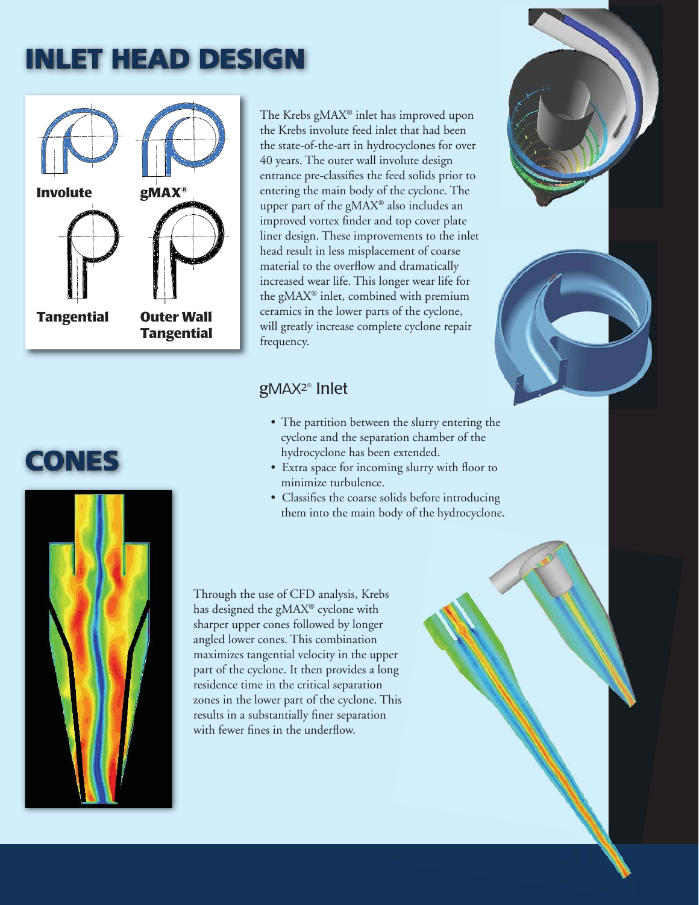# INLET HEAD DESIGN

Involute

gMAX®

Tangential

Outer Wall Tangential

The Krebs gMAX® inlet has improved upon the Krebs involute feed inlet that had been the state-of-the-art in hydrocyclones for over 40 years. The outer wall involute design entrance pre-classifies the feed solids prior to entering the main body of the cyclone. The upper part of the gMAX® also includes an improved vortex finder and top cover plate liner design. These improvements to the inlet head result in less misplacement of coarse material to the overflow and dramatically increased wear life. This longer wear life for the gMAX® inlet, combined with premium ceramics in the lower parts of the cyclone, will greatly increase complete cyclone repair frequency.

## gMAX2® Inlet

- The partition between the slurry entering the cyclone and the separation chamber of the hydrocyclone has been extended.
- Extra space for incoming slurry with floor to minimize turbulence.
- Classifies the coarse solids before introducing them into the main body of the hydrocyclone.

# CONES

Through the use of CFD analysis, Krebs has designed the gMAX® cyclone with sharper upper cones followed by longer angled lower cones. This combination maximizes tangential velocity in the upper part of the cyclone. It then provides a long residence time in the critical separation zones in the lower part of the cyclone. This results in a substantially finer separation with fewer fines in the underflow.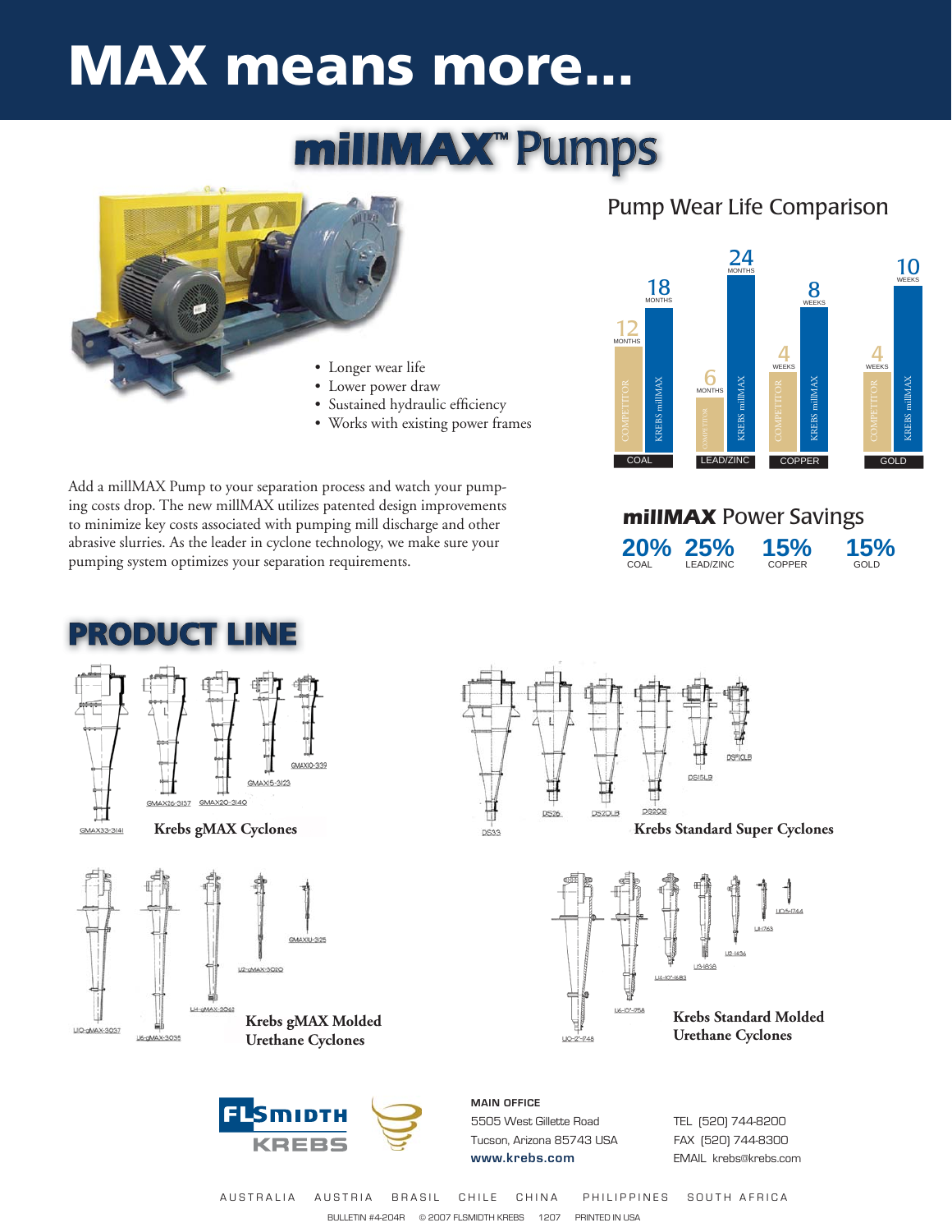# MAX means more...

## millMAX™ Pumps

- Longer wear life
- Lower power draw
- Sustained hydraulic efficiency
- Works with existing power frames

Add a millMAX Pump to your separation process and watch your pumping costs drop. The new millMAX utilizes patented design improvements to minimize key costs associated with pumping mill discharge and other abrasive slurries. As the leader in cyclone technology, we make sure your pumping system optimizes your separation requirements.

### Pump Wear Life Comparison

COAL: COMPETITOR 12 MONTHS; KREBS millMAX 18 MONTHS

LEAD/ZINC: COMPETITOR 6 MONTHS; KREBS millMAX 24 MONTHS

COPPER: COMPETITOR 4 WEEKS; KREBS millMAX 8 WEEKS

GOLD: COMPETITOR 4 WEEKS; KREBS millMAX 10 WEEKS

### millMAX Power Savings

20% COAL

25% LEAD/ZINC

15% COPPER

15% GOLD

## PRODUCT LINE

GMAX33-3141 GMAX26-3137 GMAX20-3140 GMAX15-3123 GMAX10-339

**Krebs gMAX Cyclones**

DS33 DS26 DS20LB DS20B DS15LB DSF10LB

**Krebs Standard Super Cyclones**

U10-gMAX-3037 U6-gMAX-3035 U4-gMAX-3062 U2-gMAX-3020 GMAXU-3125

**Krebs gMAX Molded Urethane Cyclones**

U10-2"-1748 U6-10"-1758 U4-10"-1683 U3-1838 U2-1436 U1-1763 U05-1744

**Krebs Standard Molded Urethane Cyclones**

FLSMIDTH KREBS

**MAIN OFFICE**
5505 West Gillette Road
Tucson, Arizona 85743 USA
**www.krebs.com**

TEL (520) 744-8200
FAX (520) 744-8300
EMAIL krebs@krebs.com

AUSTRALIA AUSTRIA BRASIL CHILE CHINA PHILIPPINES SOUTH AFRICA

BULLETIN #4-204R © 2007 FLSMIDTH KREBS 1207 PRINTED IN USA